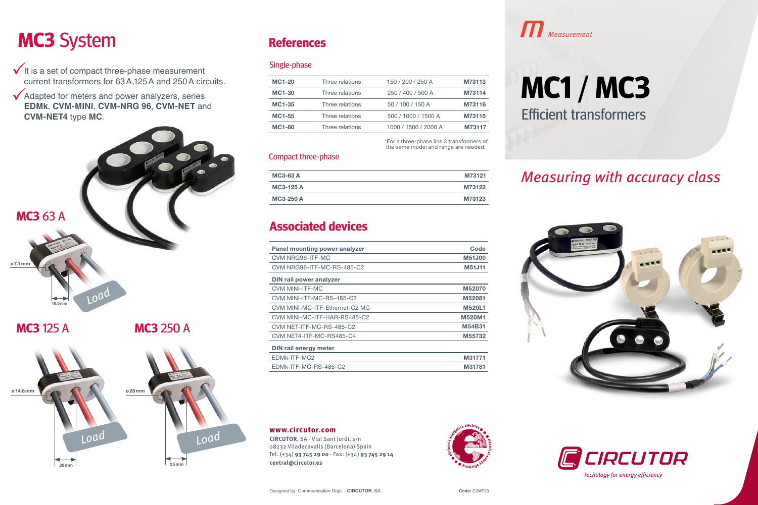# MC3 System

- ✓ It is a set of compact three-phase measurement current transformers for 63 A, 125 A and 250 A circuits.
- ✓ Adapted for meters and power analyzers, series **EDMk**, **CVM-MINI**, **CVM-NRG 96**, **CVM-NET** and **CVM-NET4** type **MC**.

## MC3 63 A

ø7.1 mm

18.5 mm

*Load*

## MC3 125 A

ø14.6 mm

28 mm

*Load*

## MC3 250 A

ø26 mm

35 mm

*Load*

# References

### Single-phase

| | | | |
|---|---|---|---|
| **MC1-20** | Three relations | 150 / 200 / 250 A | **M73113** |
| **MC1-30** | Three relations | 250 / 400 / 500 A | **M73114** |
| **MC1-35** | Three relations | 50 / 100 / 150 A | **M73116** |
| **MC1-55** | Three relations | 500 / 1000 / 1500 A | **M73115** |
| **MC1-80** | Three relations | 1000 / 1500 / 2000 A | **M73117** |

*For a three-phase line 3 transformers of the same model and range are needed.

### Compact three-phase

| | |
|---|---|
| **MC3-63 A** | **M73121** |
| **MC3-125 A** | **M73122** |
| **MC3-250 A** | **M73123** |

# Associated devices

| **Panel mounting power analyzer** | **Code** |
|---|---|
| CVM NRG96-ITF-MC | **M51J00** |
| CVM NRG96-ITF-MC-RS-485-C2 | **M51J11** |
| **DIN rail power analyzer** | |
| CVM MINI-ITF-MC | **M52070** |
| CVM MINI-ITF-MC-RS-485-C2 | **M52081** |
| CVM MINI-MC-ITF-Ethernet-C2 MC | **M520L1** |
| CVM MINI-MC-ITF-HAR-RS485-C2 | **M520M1** |
| CVM NET-ITF-MC-RS-485-C2 | **M54B31** |
| CVM NET4-ITF-MC-RS485-C4 | **M55732** |
| **DIN rail energy meter** | |
| EDMk-ITF-MC2 | **M31771** |
| EDMk-ITF-MC-RS-485-C2 | **M31781** |

**www.circutor.com**

**CIRCUTOR**, SA - Vial Sant Jordi, s/n
08232 Viladecavalls (Barcelona) Spain
Tel. (+34) **93 745 29 00** - Fax: (+34) **93 745 29 14**
**central@circutor.es**

Designed by: Communication Dept. - **CIRCUTOR**, SA.

**Code:** C2M723

*Measurement*

# MC1 / MC3

## Efficient transformers

*Measuring with accuracy class*

CIRCUTOR

*Techology for energy efficiency*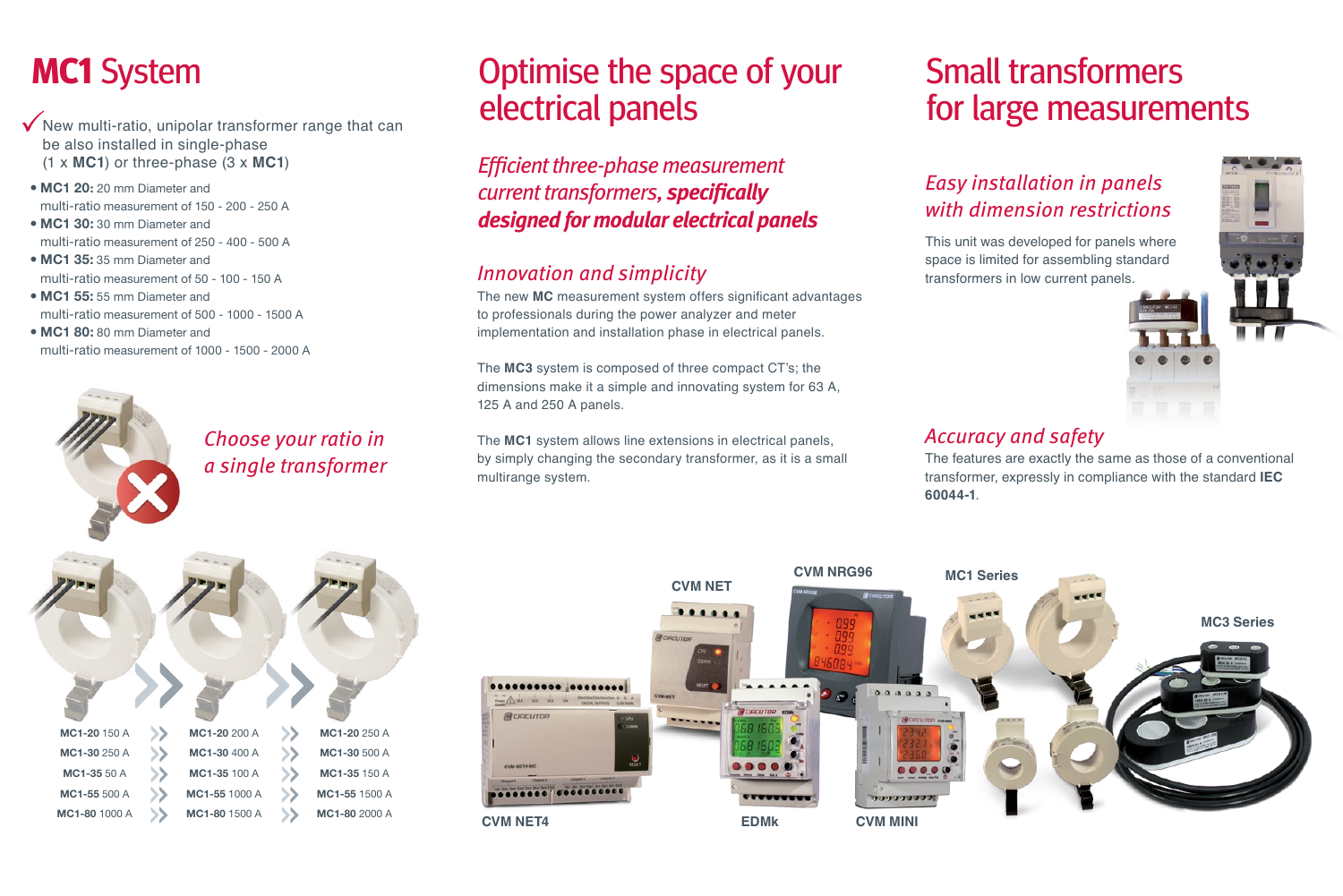# **MC1** System

✓ New multi-ratio, unipolar transformer range that can be also installed in single-phase (1 x **MC1**) or three-phase (3 x **MC1**)

- **MC1 20:** 20 mm Diameter and multi-ratio measurement of 150 - 200 - 250 A
- **MC1 30:** 30 mm Diameter and multi-ratio measurement of 250 - 400 - 500 A
- **MC1 35:** 35 mm Diameter and multi-ratio measurement of 50 - 100 - 150 A
- **MC1 55:** 55 mm Diameter and multi-ratio measurement of 500 - 1000 - 1500 A
- **MC1 80:** 80 mm Diameter and multi-ratio measurement of 1000 - 1500 - 2000 A

*Choose your ratio in a single transformer*

| | | |
|---|---|---|
| MC1-20 150 A | MC1-20 200 A | MC1-20 250 A |
| MC1-30 250 A | MC1-30 400 A | MC1-30 500 A |
| MC1-35 50 A | MC1-35 100 A | MC1-35 150 A |
| MC1-55 500 A | MC1-55 1000 A | MC1-55 1500 A |
| MC1-80 1000 A | MC1-80 1500 A | MC1-80 2000 A |

# Optimise the space of your electrical panels

## *Efficient three-phase measurement current transformers, **specifically designed for modular electrical panels***

### *Innovation and simplicity*

The new **MC** measurement system offers significant advantages to professionals during the power analyzer and meter implementation and installation phase in electrical panels.

The **MC3** system is composed of three compact CT's; the dimensions make it a simple and innovating system for 63 A, 125 A and 250 A panels.

The **MC1** system allows line extensions in electrical panels, by simply changing the secondary transformer, as it is a small multirange system.

# Small transformers for large measurements

### *Easy installation in panels with dimension restrictions*

This unit was developed for panels where space is limited for assembling standard transformers in low current panels.

### *Accuracy and safety*

The features are exactly the same as those of a conventional transformer, expressly in compliance with the standard **IEC 60044-1**.

CVM NET

CVM NRG96

MC1 Series

MC3 Series

CVM NET4

EDMk

CVM MINI